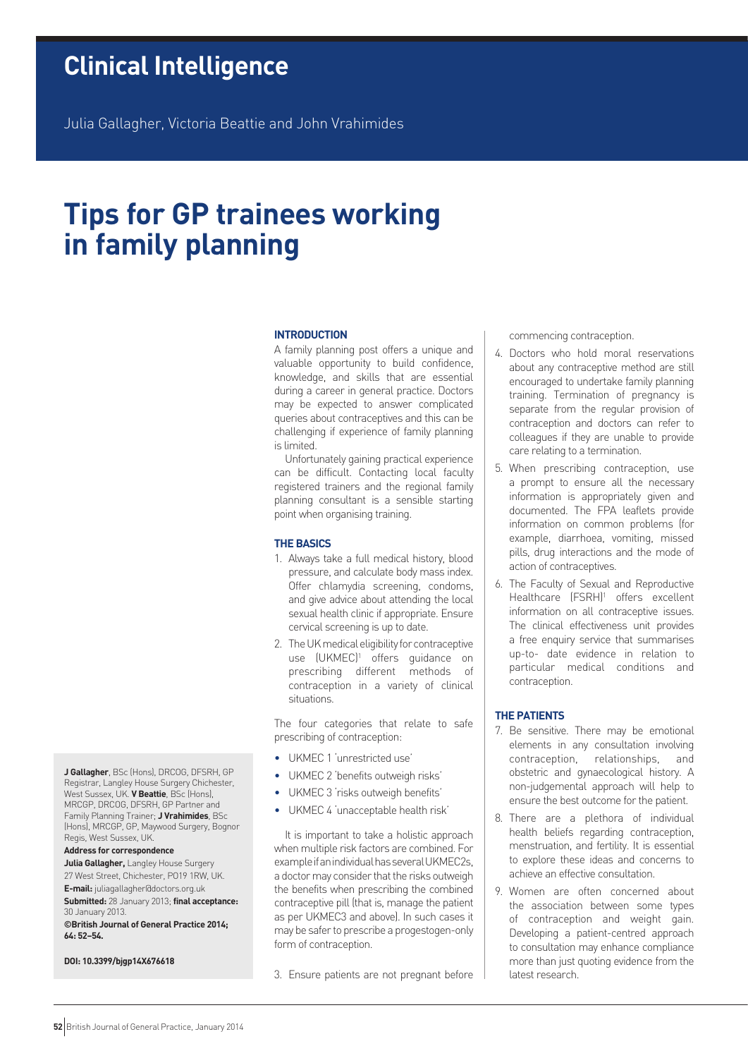# Clinical Intelligence

Julia Gallagher, Victoria Beattie and John Vrahimides

## Tips for GP trainees working in family planning

### INTRODUCTION

A family planning post offers a unique and valuable opportunity to build confidence, knowledge, and skills that are essential during a career in general practice. Doctors may be expected to answer complicated queries about contraceptives and this can be challenging if experience of family planning is limited.

Unfortunately gaining practical experience can be difficult. Contacting local faculty registered trainers and the regional family planning consultant is a sensible starting point when organising training.

### THE BASICS

1. Always take a full medical history, blood pressure, and calculate body mass index. Offer chlamydia screening, condoms, and give advice about attending the local sexual health clinic if appropriate. Ensure cervical screening is up to date.
2. The UK medical eligibility for contraceptive use (UKMEC)[1] offers guidance on prescribing different methods of contraception in a variety of clinical situations.

The four categories that relate to safe prescribing of contraception:

- UKMEC 1 'unrestricted use'
- UKMEC 2 'benefits outweigh risks'
- UKMEC 3 'risks outweigh benefits'
- UKMEC 4 'unacceptable health risk'

It is important to take a holistic approach when multiple risk factors are combined. For example if an individual has several UKMEC2s, a doctor may consider that the risks outweigh the benefits when prescribing the combined contraceptive pill (that is, manage the patient as per UKMEC3 and above). In such cases it may be safer to prescribe a progestogen-only form of contraception.

3. Ensure patients are not pregnant before commencing contraception.
4. Doctors who hold moral reservations about any contraceptive method are still encouraged to undertake family planning training. Termination of pregnancy is separate from the regular provision of contraception and doctors can refer to colleagues if they are unable to provide care relating to a termination.
5. When prescribing contraception, use a prompt to ensure all the necessary information is appropriately given and documented. The FPA leaflets provide information on common problems (for example, diarrhoea, vomiting, missed pills, drug interactions and the mode of action of contraceptives.
6. The Faculty of Sexual and Reproductive Healthcare (FSRH)[1] offers excellent information on all contraceptive issues. The clinical effectiveness unit provides a free enquiry service that summarises up-to- date evidence in relation to particular medical conditions and contraception.

### THE PATIENTS

7. Be sensitive. There may be emotional elements in any consultation involving contraception, relationships, and obstetric and gynaecological history. A non-judgemental approach will help to ensure the best outcome for the patient.
8. There are a plethora of individual health beliefs regarding contraception, menstruation, and fertility. It is essential to explore these ideas and concerns to achieve an effective consultation.
9. Women are often concerned about the association between some types of contraception and weight gain. Developing a patient-centred approach to consultation may enhance compliance more than just quoting evidence from the latest research.

---

**J Gallagher**, BSc (Hons), DRCOG, DFSRH, GP Registrar, Langley House Surgery Chichester, West Sussex, UK. **V Beattie**, BSc (Hons), MRCGP, DRCOG, DFSRH, GP Partner and Family Planning Trainer; **J Vrahimides**, BSc (Hons), MRCGP, GP, Maywood Surgery, Bognor Regis, West Sussex, UK.

**Address for correspondence**

**Julia Gallagher,** Langley House Surgery 27 West Street, Chichester, PO19 1RW, UK.

**E-mail:** juliagallagher@doctors.org.uk

**Submitted:** 28 January 2013; **final acceptance:** 30 January 2013.

**©British Journal of General Practice 2014; 64: 52–54.**

**DOI: 10.3399/bjgp14X676618**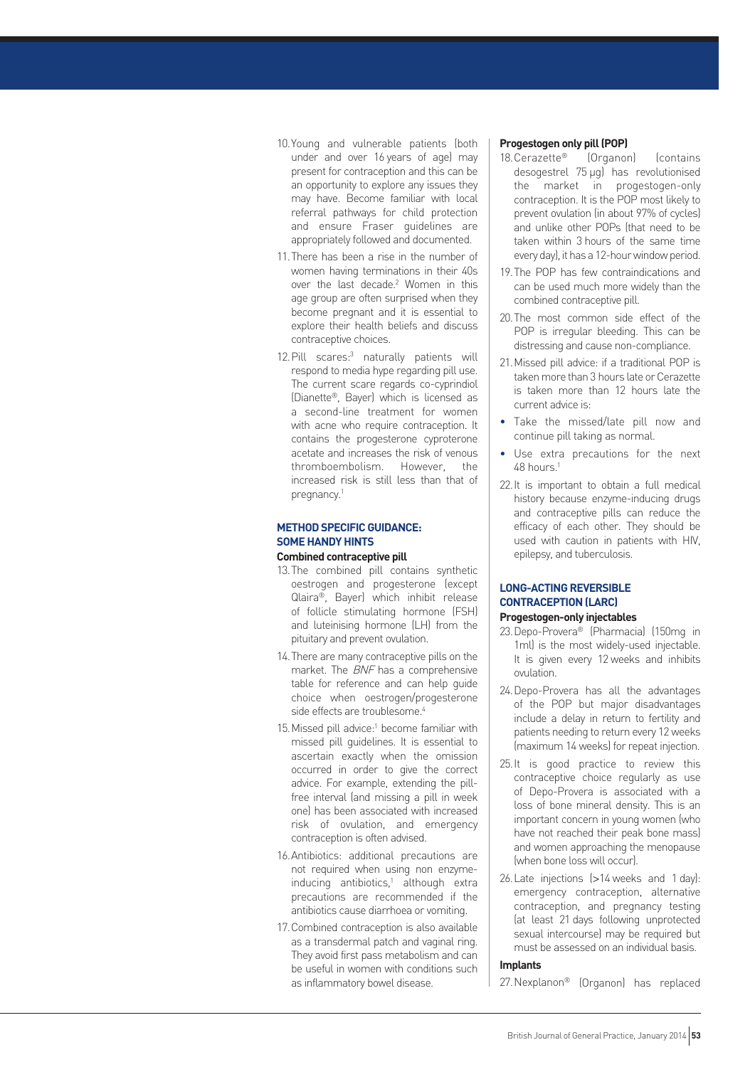10. Young and vulnerable patients (both under and over 16 years of age) may present for contraception and this can be an opportunity to explore any issues they may have. Become familiar with local referral pathways for child protection and ensure Fraser guidelines are appropriately followed and documented.
11. There has been a rise in the number of women having terminations in their 40s over the last decade.[2] Women in this age group are often surprised when they become pregnant and it is essential to explore their health beliefs and discuss contraceptive choices.
12. Pill scares:[3] naturally patients will respond to media hype regarding pill use. The current scare regards co-cyprindiol (Dianette®, Bayer) which is licensed as a second-line treatment for women with acne who require contraception. It contains the progesterone cyproterone acetate and increases the risk of venous thromboembolism. However, the increased risk is still less than that of pregnancy.[1]

## METHOD SPECIFIC GUIDANCE: SOME HANDY HINTS

### Combined contraceptive pill

13. The combined pill contains synthetic oestrogen and progesterone (except Qlaira®, Bayer) which inhibit release of follicle stimulating hormone (FSH) and luteinising hormone (LH) from the pituitary and prevent ovulation.
14. There are many contraceptive pills on the market. The *BNF* has a comprehensive table for reference and can help guide choice when oestrogen/progesterone side effects are troublesome.[4]
15. Missed pill advice:[1] become familiar with missed pill guidelines. It is essential to ascertain exactly when the omission occurred in order to give the correct advice. For example, extending the pill-free interval (and missing a pill in week one) has been associated with increased risk of ovulation, and emergency contraception is often advised.
16. Antibiotics: additional precautions are not required when using non enzyme-inducing antibiotics,[1] although extra precautions are recommended if the antibiotics cause diarrhoea or vomiting.
17. Combined contraception is also available as a transdermal patch and vaginal ring. They avoid first pass metabolism and can be useful in women with conditions such as inflammatory bowel disease.

### Progestogen only pill (POP)

18. Cerazette® (Organon) (contains desogestrel 75 µg) has revolutionised the market in progestogen-only contraception. It is the POP most likely to prevent ovulation (in about 97% of cycles) and unlike other POPs (that need to be taken within 3 hours of the same time every day), it has a 12-hour window period.
19. The POP has few contraindications and can be used much more widely than the combined contraceptive pill.
20. The most common side effect of the POP is irregular bleeding. This can be distressing and cause non-compliance.
21. Missed pill advice: if a traditional POP is taken more than 3 hours late or Cerazette is taken more than 12 hours late the current advice is:

- Take the missed/late pill now and continue pill taking as normal.
- Use extra precautions for the next 48 hours.[1]

22. It is important to obtain a full medical history because enzyme-inducing drugs and contraceptive pills can reduce the efficacy of each other. They should be used with caution in patients with HIV, epilepsy, and tuberculosis.

## LONG-ACTING REVERSIBLE CONTRACEPTION (LARC)

### Progestogen-only injectables

23. Depo-Provera® (Pharmacia) (150mg in 1ml) is the most widely-used injectable. It is given every 12 weeks and inhibits ovulation.
24. Depo-Provera has all the advantages of the POP but major disadvantages include a delay in return to fertility and patients needing to return every 12 weeks (maximum 14 weeks) for repeat injection.
25. It is good practice to review this contraceptive choice regularly as use of Depo-Provera is associated with a loss of bone mineral density. This is an important concern in young women (who have not reached their peak bone mass) and women approaching the menopause (when bone loss will occur).
26. Late injections (>14 weeks and 1 day): emergency contraception, alternative contraception, and pregnancy testing (at least 21 days following unprotected sexual intercourse) may be required but must be assessed on an individual basis.

### Implants

27. Nexplanon® (Organon) has replaced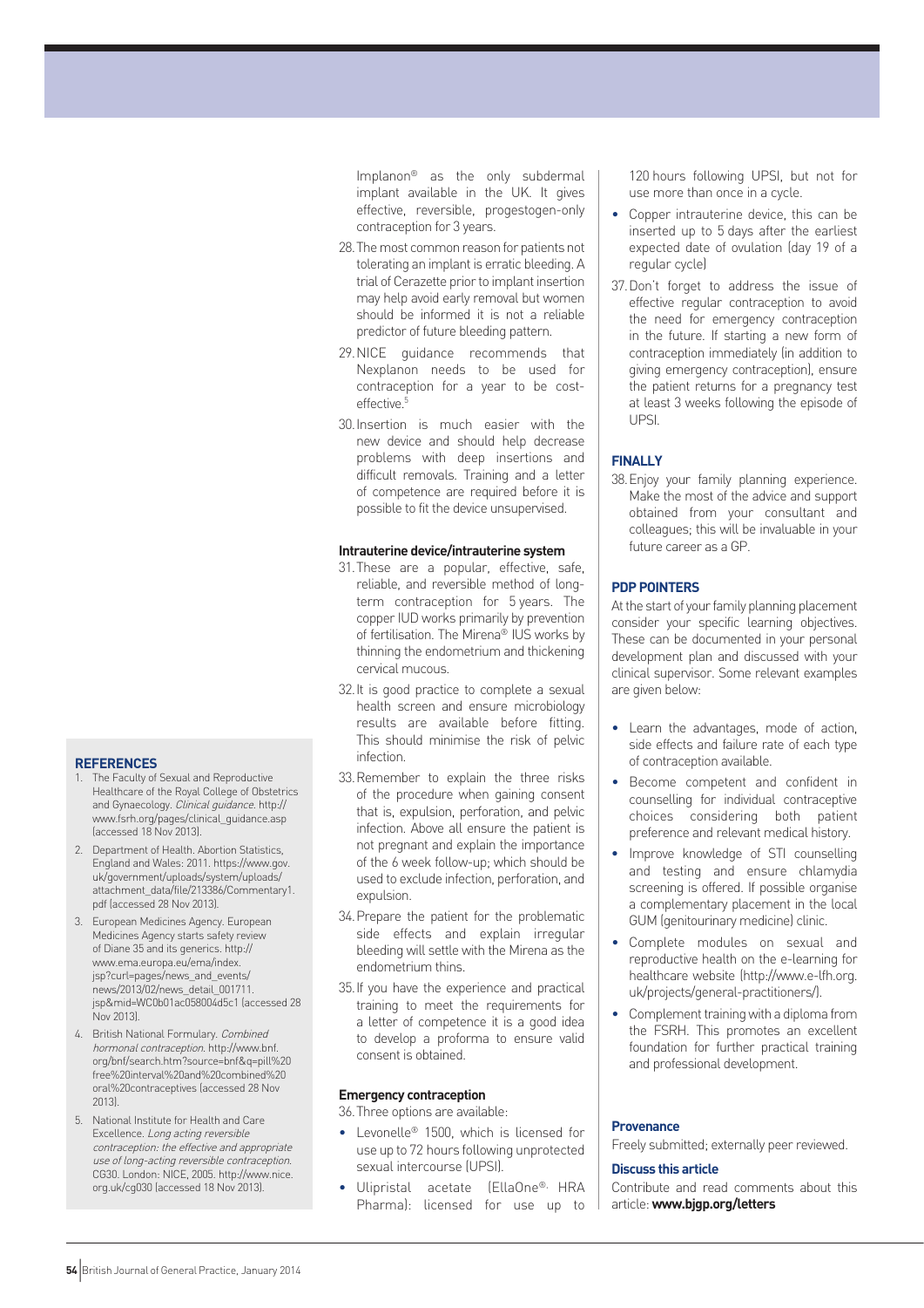Implanon® as the only subdermal implant available in the UK. It gives effective, reversible, progestogen-only contraception for 3 years.

28. The most common reason for patients not tolerating an implant is erratic bleeding. A trial of Cerazette prior to implant insertion may help avoid early removal but women should be informed it is not a reliable predictor of future bleeding pattern.
29. NICE guidance recommends that Nexplanon needs to be used for contraception for a year to be cost-effective.[5]
30. Insertion is much easier with the new device and should help decrease problems with deep insertions and difficult removals. Training and a letter of competence are required before it is possible to fit the device unsupervised.

**Intrauterine device/intrauterine system**

31. These are a popular, effective, safe, reliable, and reversible method of long-term contraception for 5 years. The copper IUD works primarily by prevention of fertilisation. The Mirena® IUS works by thinning the endometrium and thickening cervical mucous.
32. It is good practice to complete a sexual health screen and ensure microbiology results are available before fitting. This should minimise the risk of pelvic infection.
33. Remember to explain the three risks of the procedure when gaining consent that is, expulsion, perforation, and pelvic infection. Above all ensure the patient is not pregnant and explain the importance of the 6 week follow-up; which should be used to exclude infection, perforation, and expulsion.
34. Prepare the patient for the problematic side effects and explain irregular bleeding will settle with the Mirena as the endometrium thins.
35. If you have the experience and practical training to meet the requirements for a letter of competence it is a good idea to develop a proforma to ensure valid consent is obtained.

**Emergency contraception**

36. Three options are available:

- Levonelle® 1500, which is licensed for use up to 72 hours following unprotected sexual intercourse (UPSI).
- Ulipristal acetate (EllaOne®, HRA Pharma): licensed for use up to 120 hours following UPSI, but not for use more than once in a cycle.
- Copper intrauterine device, this can be inserted up to 5 days after the earliest expected date of ovulation (day 19 of a regular cycle)

37. Don't forget to address the issue of effective regular contraception to avoid the need for emergency contraception in the future. If starting a new form of contraception immediately (in addition to giving emergency contraception), ensure the patient returns for a pregnancy test at least 3 weeks following the episode of UPSI.

## FINALLY

38. Enjoy your family planning experience. Make the most of the advice and support obtained from your consultant and colleagues; this will be invaluable in your future career as a GP.

## PDP POINTERS

At the start of your family planning placement consider your specific learning objectives. These can be documented in your personal development plan and discussed with your clinical supervisor. Some relevant examples are given below:

- Learn the advantages, mode of action, side effects and failure rate of each type of contraception available.
- Become competent and confident in counselling for individual contraceptive choices considering both patient preference and relevant medical history.
- Improve knowledge of STI counselling and testing and ensure chlamydia screening is offered. If possible organise a complementary placement in the local GUM (genitourinary medicine) clinic.
- Complete modules on sexual and reproductive health on the e-learning for healthcare website (http://www.e-lfh.org.uk/projects/general-practitioners/).
- Complement training with a diploma from the FSRH. This promotes an excellent foundation for further practical training and professional development.

### Provenance

Freely submitted; externally peer reviewed.

### Discuss this article

Contribute and read comments about this article: **www.bjgp.org/letters**

## REFERENCES

1. The Faculty of Sexual and Reproductive Healthcare of the Royal College of Obstetrics and Gynaecology. *Clinical guidance*. http://www.fsrh.org/pages/clinical_guidance.asp (accessed 18 Nov 2013).
2. Department of Health. Abortion Statistics, England and Wales: 2011. https://www.gov.uk/government/uploads/system/uploads/attachment_data/file/213386/Commentary1.pdf (accessed 28 Nov 2013).
3. European Medicines Agency. European Medicines Agency starts safety review of Diane 35 and its generics. http://www.ema.europa.eu/ema/index.jsp?curl=pages/news_and_events/news/2013/02/news_detail_001711.jsp&mid=WC0b01ac058004d5c1 (accessed 28 Nov 2013).
4. British National Formulary. *Combined hormonal contraception*. http://www.bnf.org/bnf/search.htm?source=bnf&q=pill%20free%20interval%20and%20combined%20oral%20contraceptives (accessed 28 Nov 2013).
5. National Institute for Health and Care Excellence. *Long acting reversible contraception: the effective and appropriate use of long-acting reversible contraception*. CG30. London: NICE, 2005. http://www.nice.org.uk/cg030 (accessed 18 Nov 2013).